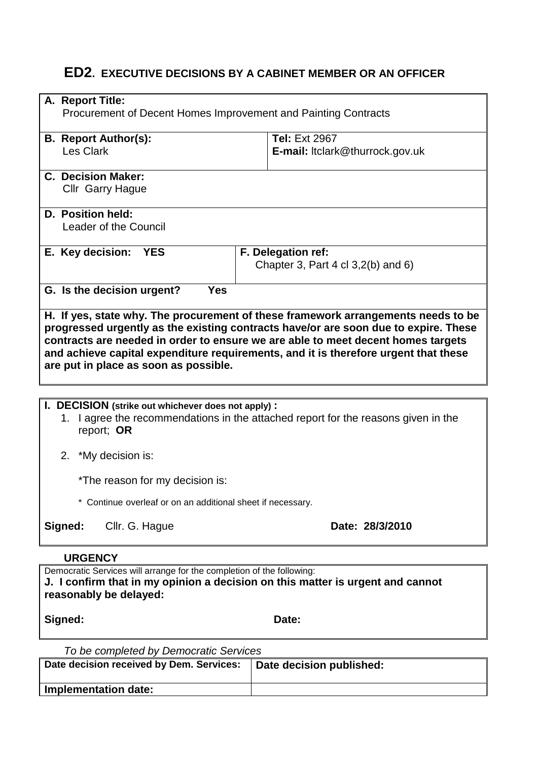# ED2. EXECUTIVE DECISIONS BY A CABINET MEMBER OR AN OFFICER

| | |
|---|---|
| **A. Report Title:**<br>Procurement of Decent Homes Improvement and Painting Contracts | |
| **B. Report Author(s):**<br>Les Clark | **Tel:** Ext 2967<br>**E-mail:** ltclark@thurrock.gov.uk |
| **C. Decision Maker:**<br>Cllr Garry Hague | |
| **D. Position held:**<br>Leader of the Council | |
| **E. Key decision: YES** | **F. Delegation ref:**<br>Chapter 3, Part 4 cl 3,2(b) and 6) |
| **G. Is the decision urgent? Yes** | |
| **H. If yes, state why. The procurement of these framework arrangements needs to be progressed urgently as the existing contracts have/or are soon due to expire. These contracts are needed in order to ensure we are able to meet decent homes targets and achieve capital expenditure requirements, and it is therefore urgent that these are put in place as soon as possible.** | |

**I. DECISION (strike out whichever does not apply) :**

1. I agree the recommendations in the attached report for the reasons given in the report; **OR**

2. *My decision is:

   *The reason for my decision is:

   \* Continue overleaf or on an additional sheet if necessary.

**Signed:** Cllr. G. Hague **Date: 28/3/2010**

**URGENCY**

Democratic Services will arrange for the completion of the following:

**J. I confirm that in my opinion a decision on this matter is urgent and cannot reasonably be delayed:**

**Signed:** **Date:**

*To be completed by Democratic Services*

| Date decision received by Dem. Services: | Date decision published: |
|---|---|
| **Implementation date:** | |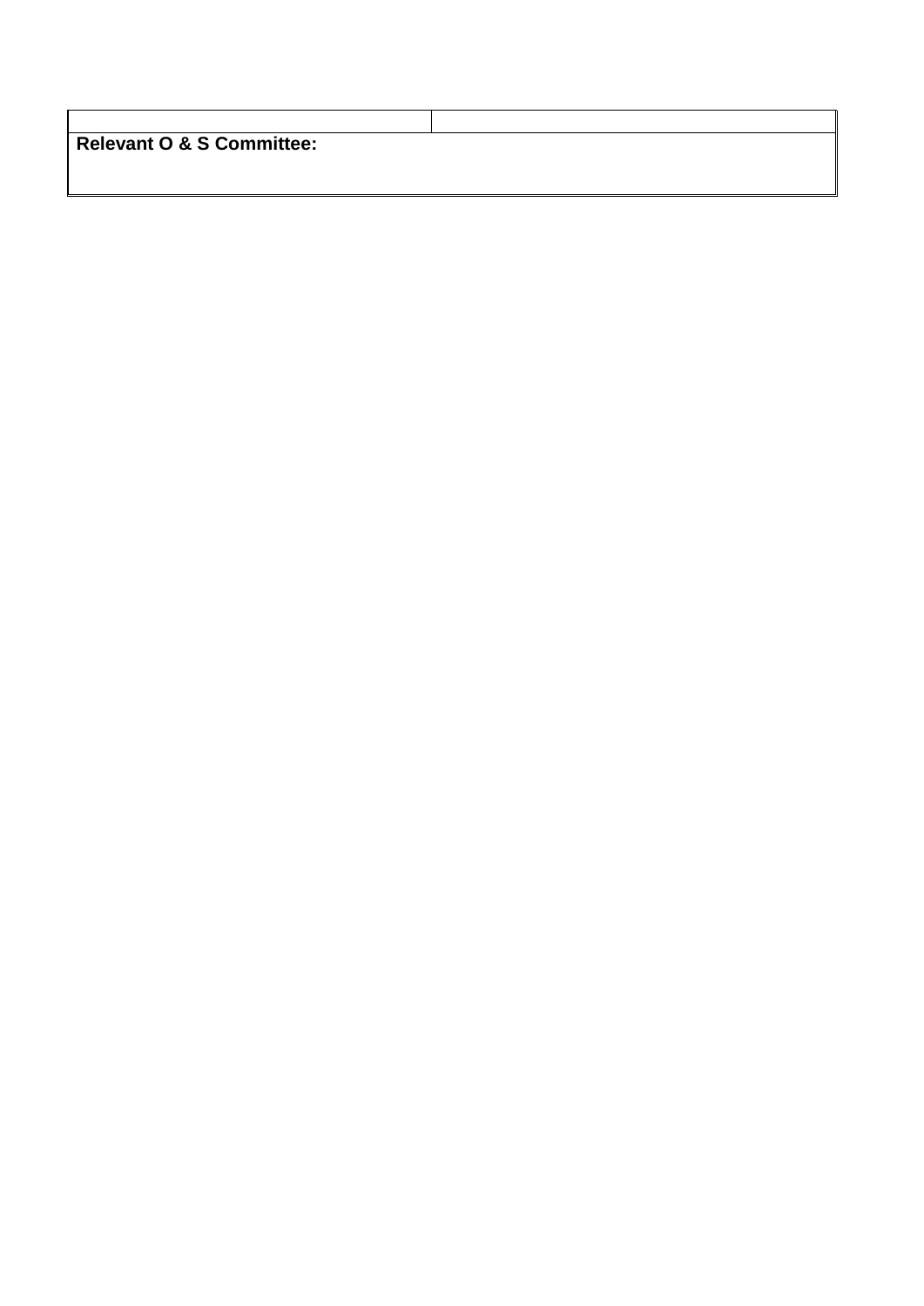| | |
|---|---|
| **Relevant O & S Committee:** | |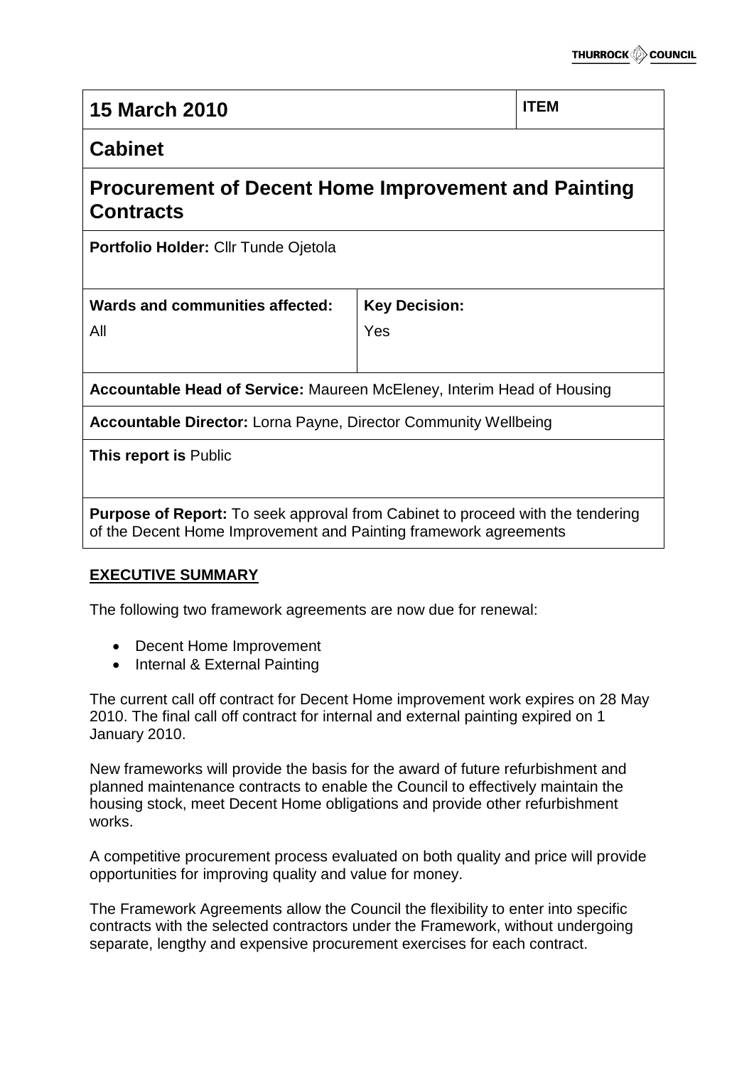| 15 March 2010 | ITEM |
|---|---|

## Cabinet

## Procurement of Decent Home Improvement and Painting Contracts

**Portfolio Holder:** Cllr Tunde Ojetola

| **Wards and communities affected:** | **Key Decision:** |
|---|---|
| All | Yes |

**Accountable Head of Service:** Maureen McEleney, Interim Head of Housing

**Accountable Director:** Lorna Payne, Director Community Wellbeing

**This report is** Public

**Purpose of Report:** To seek approval from Cabinet to proceed with the tendering of the Decent Home Improvement and Painting framework agreements

### EXECUTIVE SUMMARY

The following two framework agreements are now due for renewal:

- Decent Home Improvement
- Internal & External Painting

The current call off contract for Decent Home improvement work expires on 28 May 2010. The final call off contract for internal and external painting expired on 1 January 2010.

New frameworks will provide the basis for the award of future refurbishment and planned maintenance contracts to enable the Council to effectively maintain the housing stock, meet Decent Home obligations and provide other refurbishment works.

A competitive procurement process evaluated on both quality and price will provide opportunities for improving quality and value for money.

The Framework Agreements allow the Council the flexibility to enter into specific contracts with the selected contractors under the Framework, without undergoing separate, lengthy and expensive procurement exercises for each contract.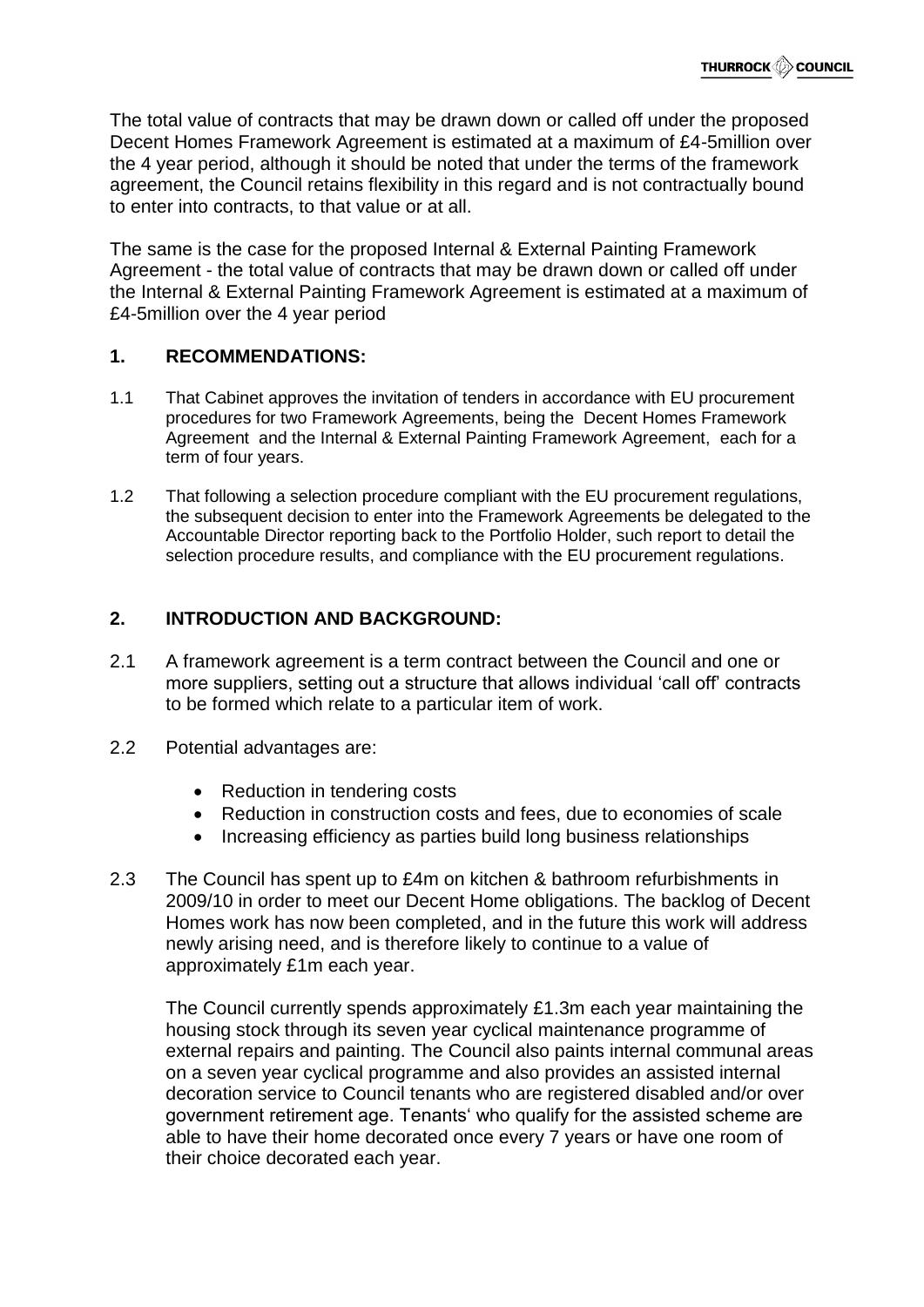The total value of contracts that may be drawn down or called off under the proposed Decent Homes Framework Agreement is estimated at a maximum of £4-5million over the 4 year period, although it should be noted that under the terms of the framework agreement, the Council retains flexibility in this regard and is not contractually bound to enter into contracts, to that value or at all.

The same is the case for the proposed Internal & External Painting Framework Agreement - the total value of contracts that may be drawn down or called off under the Internal & External Painting Framework Agreement is estimated at a maximum of £4-5million over the 4 year period

## 1. RECOMMENDATIONS:

1.1 That Cabinet approves the invitation of tenders in accordance with EU procurement procedures for two Framework Agreements, being the Decent Homes Framework Agreement and the Internal & External Painting Framework Agreement, each for a term of four years.

1.2 That following a selection procedure compliant with the EU procurement regulations, the subsequent decision to enter into the Framework Agreements be delegated to the Accountable Director reporting back to the Portfolio Holder, such report to detail the selection procedure results, and compliance with the EU procurement regulations.

## 2. INTRODUCTION AND BACKGROUND:

2.1 A framework agreement is a term contract between the Council and one or more suppliers, setting out a structure that allows individual 'call off' contracts to be formed which relate to a particular item of work.

2.2 Potential advantages are:

- Reduction in tendering costs
- Reduction in construction costs and fees, due to economies of scale
- Increasing efficiency as parties build long business relationships

2.3 The Council has spent up to £4m on kitchen & bathroom refurbishments in 2009/10 in order to meet our Decent Home obligations. The backlog of Decent Homes work has now been completed, and in the future this work will address newly arising need, and is therefore likely to continue to a value of approximately £1m each year.

The Council currently spends approximately £1.3m each year maintaining the housing stock through its seven year cyclical maintenance programme of external repairs and painting. The Council also paints internal communal areas on a seven year cyclical programme and also provides an assisted internal decoration service to Council tenants who are registered disabled and/or over government retirement age. Tenants' who qualify for the assisted scheme are able to have their home decorated once every 7 years or have one room of their choice decorated each year.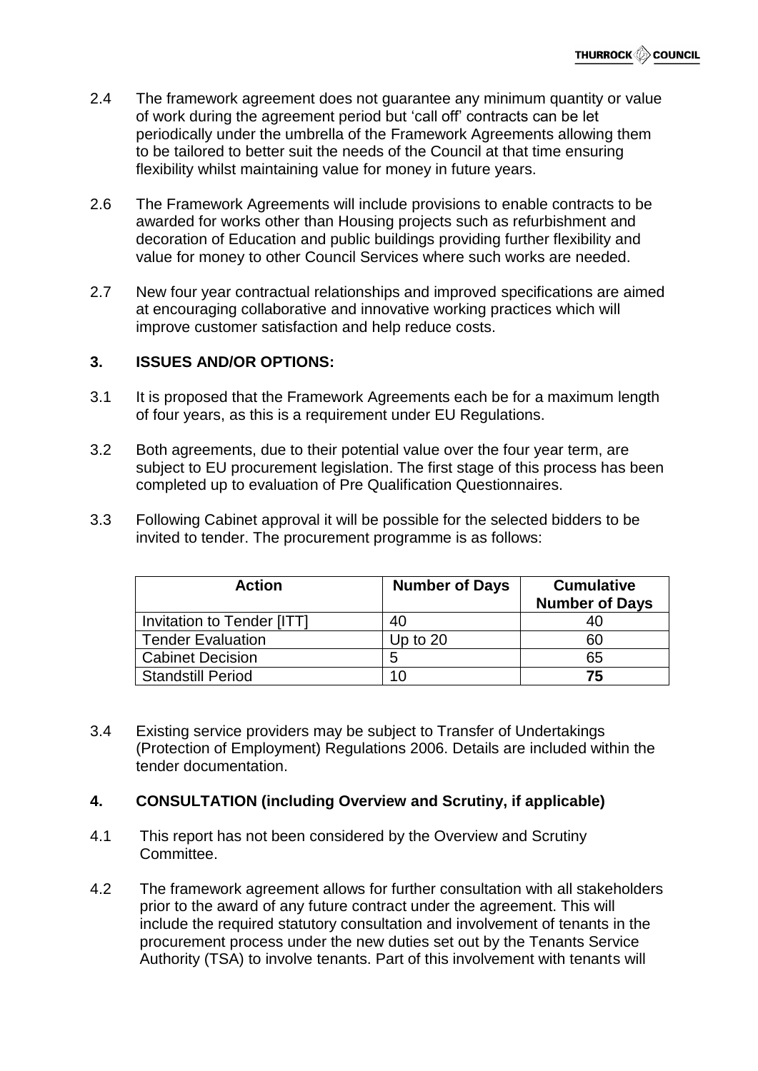2.4 The framework agreement does not guarantee any minimum quantity or value of work during the agreement period but 'call off' contracts can be let periodically under the umbrella of the Framework Agreements allowing them to be tailored to better suit the needs of the Council at that time ensuring flexibility whilst maintaining value for money in future years.

2.6 The Framework Agreements will include provisions to enable contracts to be awarded for works other than Housing projects such as refurbishment and decoration of Education and public buildings providing further flexibility and value for money to other Council Services where such works are needed.

2.7 New four year contractual relationships and improved specifications are aimed at encouraging collaborative and innovative working practices which will improve customer satisfaction and help reduce costs.

## 3. ISSUES AND/OR OPTIONS:

3.1 It is proposed that the Framework Agreements each be for a maximum length of four years, as this is a requirement under EU Regulations.

3.2 Both agreements, due to their potential value over the four year term, are subject to EU procurement legislation. The first stage of this process has been completed up to evaluation of Pre Qualification Questionnaires.

3.3 Following Cabinet approval it will be possible for the selected bidders to be invited to tender. The procurement programme is as follows:

| Action | Number of Days | Cumulative Number of Days |
|---|---|---|
| Invitation to Tender [ITT] | 40 | 40 |
| Tender Evaluation | Up to 20 | 60 |
| Cabinet Decision | 5 | 65 |
| Standstill Period | 10 | **75** |

3.4 Existing service providers may be subject to Transfer of Undertakings (Protection of Employment) Regulations 2006. Details are included within the tender documentation.

## 4. CONSULTATION (including Overview and Scrutiny, if applicable)

4.1 This report has not been considered by the Overview and Scrutiny Committee.

4.2 The framework agreement allows for further consultation with all stakeholders prior to the award of any future contract under the agreement. This will include the required statutory consultation and involvement of tenants in the procurement process under the new duties set out by the Tenants Service Authority (TSA) to involve tenants. Part of this involvement with tenants will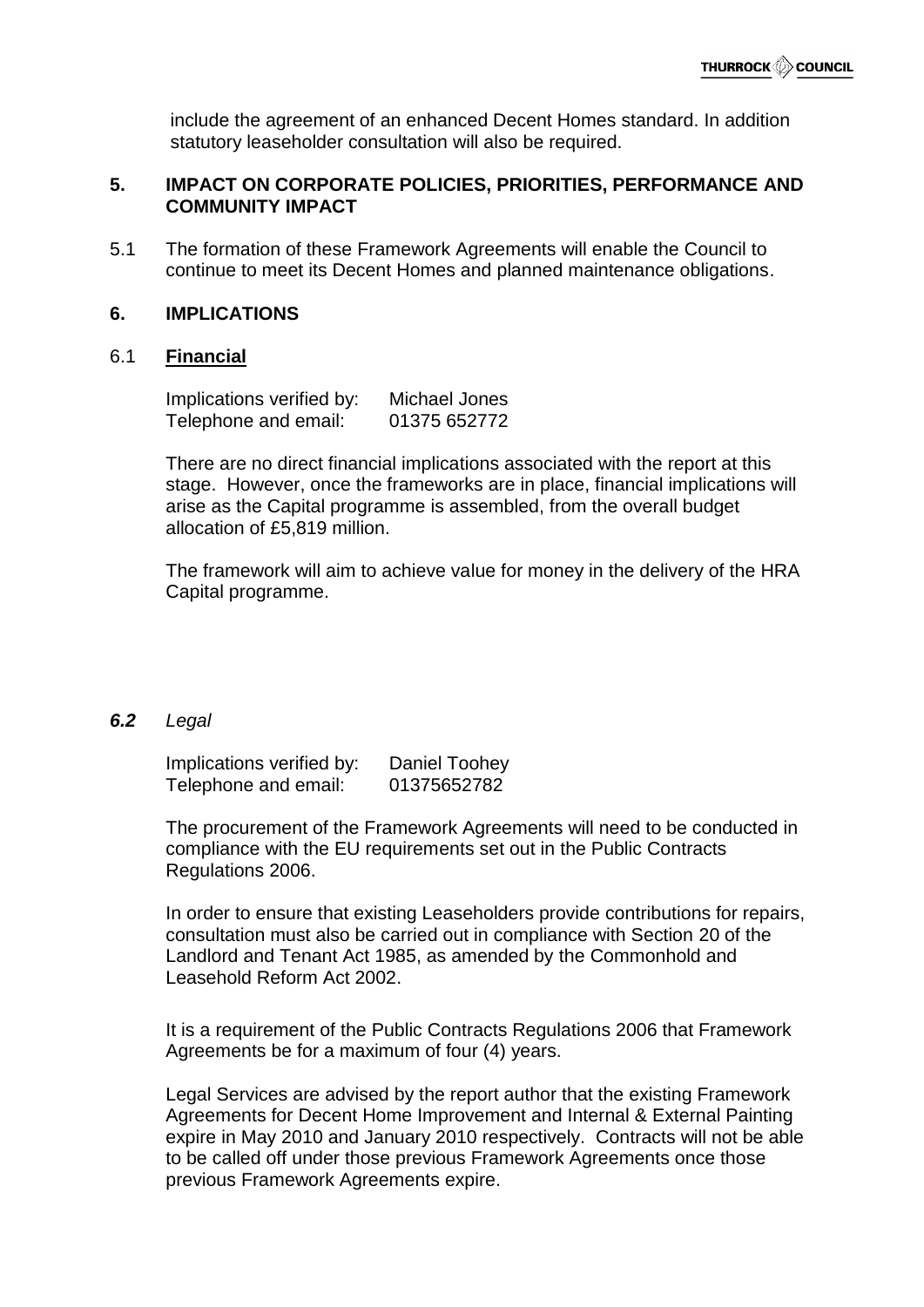include the agreement of an enhanced Decent Homes standard. In addition statutory leaseholder consultation will also be required.

## 5. IMPACT ON CORPORATE POLICIES, PRIORITIES, PERFORMANCE AND COMMUNITY IMPACT

5.1 The formation of these Framework Agreements will enable the Council to continue to meet its Decent Homes and planned maintenance obligations.

## 6. IMPLICATIONS

### 6.1 Financial

Implications verified by: Michael Jones
Telephone and email: 01375 652772

There are no direct financial implications associated with the report at this stage. However, once the frameworks are in place, financial implications will arise as the Capital programme is assembled, from the overall budget allocation of £5,819 million.

The framework will aim to achieve value for money in the delivery of the HRA Capital programme.

### ***6.2*** *Legal*

Implications verified by: Daniel Toohey
Telephone and email: 01375652782

The procurement of the Framework Agreements will need to be conducted in compliance with the EU requirements set out in the Public Contracts Regulations 2006.

In order to ensure that existing Leaseholders provide contributions for repairs, consultation must also be carried out in compliance with Section 20 of the Landlord and Tenant Act 1985, as amended by the Commonhold and Leasehold Reform Act 2002.

It is a requirement of the Public Contracts Regulations 2006 that Framework Agreements be for a maximum of four (4) years.

Legal Services are advised by the report author that the existing Framework Agreements for Decent Home Improvement and Internal & External Painting expire in May 2010 and January 2010 respectively. Contracts will not be able to be called off under those previous Framework Agreements once those previous Framework Agreements expire.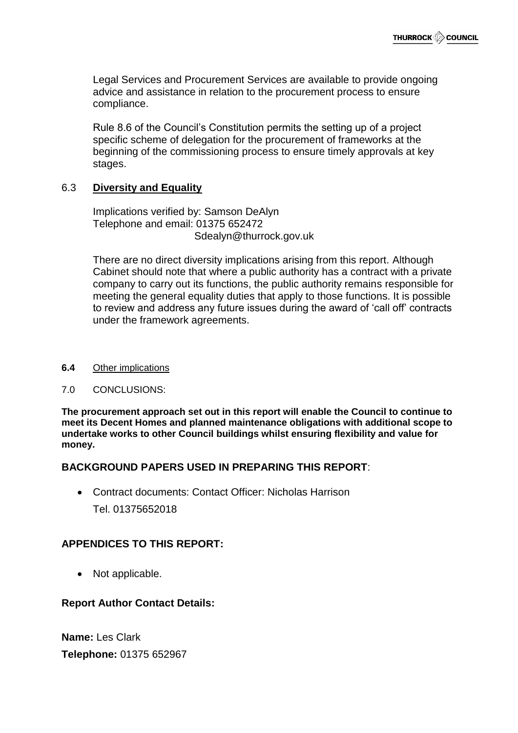Legal Services and Procurement Services are available to provide ongoing advice and assistance in relation to the procurement process to ensure compliance.

Rule 8.6 of the Council's Constitution permits the setting up of a project specific scheme of delegation for the procurement of frameworks at the beginning of the commissioning process to ensure timely approvals at key stages.

### 6.3 **Diversity and Equality**

Implications verified by: Samson DeAlyn
Telephone and email: 01375 652472
Sdealyn@thurrock.gov.uk

There are no direct diversity implications arising from this report. Although Cabinet should note that where a public authority has a contract with a private company to carry out its functions, the public authority remains responsible for meeting the general equality duties that apply to those functions. It is possible to review and address any future issues during the award of 'call off' contracts under the framework agreements.

### **6.4** Other implications

### 7.0 CONCLUSIONS:

**The procurement approach set out in this report will enable the Council to continue to meet its Decent Homes and planned maintenance obligations with additional scope to undertake works to other Council buildings whilst ensuring flexibility and value for money.**

**BACKGROUND PAPERS USED IN PREPARING THIS REPORT**:

- Contract documents: Contact Officer: Nicholas Harrison
  Tel. 01375652018

**APPENDICES TO THIS REPORT:**

- Not applicable.

**Report Author Contact Details:**

**Name:** Les Clark

**Telephone:** 01375 652967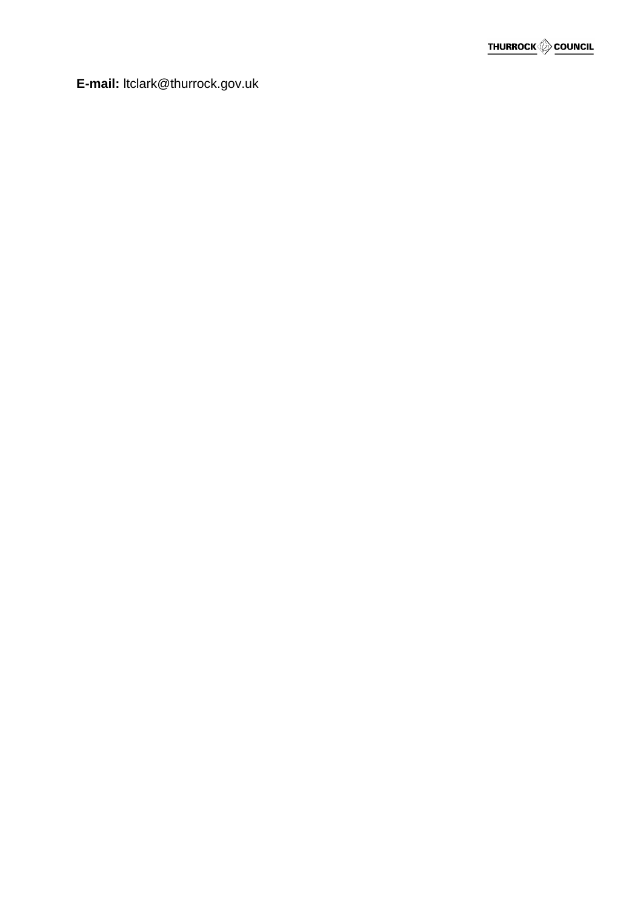**E-mail:** ltclark@thurrock.gov.uk